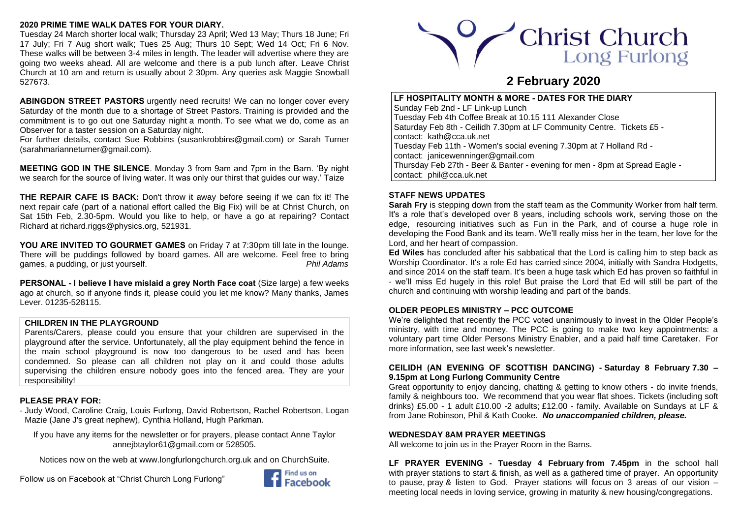**2020 PRIME TIME WALK DATES FOR YOUR DIARY.**

Tuesday 24 March shorter local walk; Thursday 23 April; Wed 13 May; Thurs 18 June; Fri 17 July; Fri 7 Aug short walk; Tues 25 Aug; Thurs 10 Sept; Wed 14 Oct; Fri 6 Nov. These walks will be between 3-4 miles in length. The leader will advertise where they are going two weeks ahead. All are welcome and there is a pub lunch after. Leave Christ Church at 10 am and return is usually about 2 30pm. Any queries ask Maggie Snowball 527673.

**ABINGDON STREET PASTORS** urgently need recruits! We can no longer cover every Saturday of the month due to a shortage of Street Pastors. Training is provided and the commitment is to go out one Saturday night a month. To see what we do, come as an Observer for a taster session on a Saturday night.

For further details, contact Sue Robbins (susankrobbins@gmail.com) or Sarah Turner (sarahmarianneturner@gmail.com).

**MEETING GOD IN THE SILENCE**. Monday 3 from 9am and 7pm in the Barn. 'By night we search for the source of living water. It was only our thirst that guides our way.' Taize

**THE REPAIR CAFE IS BACK:** Don't throw it away before seeing if we can fix it! The next repair cafe (part of a national effort called the Big Fix) will be at Christ Church, on Sat 15th Feb, 2.30-5pm. Would you like to help, or have a go at repairing? Contact Richard at richard.riggs@physics.org, 521931.

**YOU ARE INVITED TO GOURMET GAMES** on Friday 7 at 7:30pm till late in the lounge. There will be puddings followed by board games. All are welcome. Feel free to bring games, a pudding, or just yourself. *Phil Adams*

**PERSONAL - I believe I have mislaid a grey North Face coat** (Size large) a few weeks ago at church, so if anyone finds it, please could you let me know? Many thanks, James Lever. 01235-528115.

**CHILDREN IN THE PLAYGROUND**

Parents/Carers, please could you ensure that your children are supervised in the playground after the service. Unfortunately, all the play equipment behind the fence in the main school playground is now too dangerous to be used and has been condemned. So please can all children not play on it and could those adults supervising the children ensure nobody goes into the fenced area. They are your responsibility!

**PLEASE PRAY FOR:**

- Judy Wood, Caroline Craig, Louis Furlong, David Robertson, Rachel Robertson, Logan Mazie (Jane J's great nephew), Cynthia Holland, Hugh Parkman.

If you have any items for the newsletter or for prayers, please contact Anne Taylor annejbtaylor61@gmail.com or 528505.

Notices now on the web at www.longfurlongchurch.org.uk and on ChurchSuite.

Follow us on Facebook at "Christ Church Long Furlong"

Find us on Facebook

# Christ Church Long Furlong

## 2 February 2020

**LF HOSPITALITY MONTH & MORE - DATES FOR THE DIARY**

Sunday Feb 2nd - LF Link-up Lunch
Tuesday Feb 4th Coffee Break at 10.15 111 Alexander Close
Saturday Feb 8th - Ceilidh 7.30pm at LF Community Centre. Tickets £5 - contact: kath@cca.uk.net
Tuesday Feb 11th - Women's social evening 7.30pm at 7 Holland Rd - contact: janicewenninger@gmail.com
Thursday Feb 27th - Beer & Banter - evening for men - 8pm at Spread Eagle - contact: phil@cca.uk.net

**STAFF NEWS UPDATES**

**Sarah Fry** is stepping down from the staff team as the Community Worker from half term. It's a role that's developed over 8 years, including schools work, serving those on the edge, resourcing initiatives such as Fun in the Park, and of course a huge role in developing the Food Bank and its team. We'll really miss her in the team, her love for the Lord, and her heart of compassion.

**Ed Wiles** has concluded after his sabbatical that the Lord is calling him to step back as Worship Coordinator. It's a role Ed has carried since 2004, initially with Sandra Hodgetts, and since 2014 on the staff team. It's been a huge task which Ed has proven so faithful in - we'll miss Ed hugely in this role! But praise the Lord that Ed will still be part of the church and continuing with worship leading and part of the bands.

**OLDER PEOPLES MINISTRY – PCC OUTCOME**

We're delighted that recently the PCC voted unanimously to invest in the Older People's ministry, with time and money. The PCC is going to make two key appointments: a voluntary part time Older Persons Ministry Enabler, and a paid half time Caretaker. For more information, see last week's newsletter.

**CEILIDH (AN EVENING OF SCOTTISH DANCING) - Saturday 8 February 7.30 – 9.15pm at Long Furlong Community Centre**

Great opportunity to enjoy dancing, chatting & getting to know others - do invite friends, family & neighbours too. We recommend that you wear flat shoes. Tickets (including soft drinks) £5.00 - 1 adult £10.00 -2 adults; £12.00 - family. Available on Sundays at LF & from Jane Robinson, Phil & Kath Cooke. ***No unaccompanied children, please.***

**WEDNESDAY 8AM PRAYER MEETINGS**

All welcome to join us in the Prayer Room in the Barns.

**LF PRAYER EVENING - Tuesday 4 February from 7.45pm** in the school hall with prayer stations to start & finish, as well as a gathered time of prayer. An opportunity to pause, pray & listen to God. Prayer stations will focus on 3 areas of our vision – meeting local needs in loving service, growing in maturity & new housing/congregations.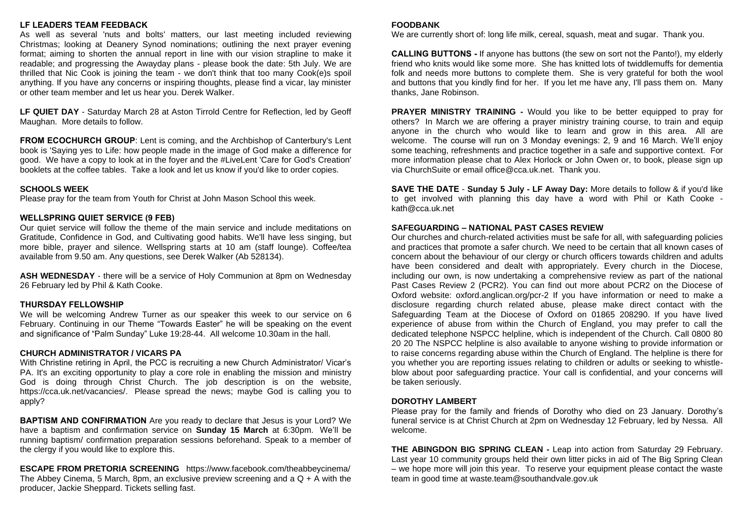**LF LEADERS TEAM FEEDBACK**

As well as several 'nuts and bolts' matters, our last meeting included reviewing Christmas; looking at Deanery Synod nominations; outlining the next prayer evening format; aiming to shorten the annual report in line with our vision strapline to make it readable; and progressing the Awayday plans - please book the date: 5th July. We are thrilled that Nic Cook is joining the team - we don't think that too many Cook(e)s spoil anything. If you have any concerns or inspiring thoughts, please find a vicar, lay minister or other team member and let us hear you. Derek Walker.

**LF QUIET DAY** - Saturday March 28 at Aston Tirrold Centre for Reflection, led by Geoff Maughan. More details to follow.

**FROM ECOCHURCH GROUP**: Lent is coming, and the Archbishop of Canterbury's Lent book is 'Saying yes to Life: how people made in the image of God make a difference for good. We have a copy to look at in the foyer and the #LiveLent 'Care for God's Creation' booklets at the coffee tables. Take a look and let us know if you'd like to order copies.

**SCHOOLS WEEK**

Please pray for the team from Youth for Christ at John Mason School this week.

**WELLSPRING QUIET SERVICE (9 FEB)**

Our quiet service will follow the theme of the main service and include meditations on Gratitude, Confidence in God, and Cultivating good habits. We'll have less singing, but more bible, prayer and silence. Wellspring starts at 10 am (staff lounge). Coffee/tea available from 9.50 am. Any questions, see Derek Walker (Ab 528134).

**ASH WEDNESDAY** - there will be a service of Holy Communion at 8pm on Wednesday 26 February led by Phil & Kath Cooke.

**THURSDAY FELLOWSHIP**

We will be welcoming Andrew Turner as our speaker this week to our service on 6 February. Continuing in our Theme "Towards Easter" he will be speaking on the event and significance of "Palm Sunday" Luke 19:28-44. All welcome 10.30am in the hall.

**CHURCH ADMINISTRATOR / VICARS PA**

With Christine retiring in April, the PCC is recruiting a new Church Administrator/ Vicar's PA. It's an exciting opportunity to play a core role in enabling the mission and ministry God is doing through Christ Church. The job description is on the website, https://cca.uk.net/vacancies/. Please spread the news; maybe God is calling you to apply?

**BAPTISM AND CONFIRMATION** Are you ready to declare that Jesus is your Lord? We have a baptism and confirmation service on **Sunday 15 March** at 6:30pm. We'll be running baptism/ confirmation preparation sessions beforehand. Speak to a member of the clergy if you would like to explore this.

**ESCAPE FROM PRETORIA SCREENING** https://www.facebook.com/theabbeycinema/ The Abbey Cinema, 5 March, 8pm, an exclusive preview screening and a Q + A with the producer, Jackie Sheppard. Tickets selling fast.

**FOODBANK**

We are currently short of: long life milk, cereal, squash, meat and sugar. Thank you.

**CALLING BUTTONS -** If anyone has buttons (the sew on sort not the Panto!), my elderly friend who knits would like some more. She has knitted lots of twiddlemuffs for dementia folk and needs more buttons to complete them. She is very grateful for both the wool and buttons that you kindly find for her. If you let me have any, I'll pass them on. Many thanks, Jane Robinson.

**PRAYER MINISTRY TRAINING -** Would you like to be better equipped to pray for others? In March we are offering a prayer ministry training course, to train and equip anyone in the church who would like to learn and grow in this area. All are welcome. The course will run on 3 Monday evenings: 2, 9 and 16 March. We'll enjoy some teaching, refreshments and practice together in a safe and supportive context. For more information please chat to Alex Horlock or John Owen or, to book, please sign up via ChurchSuite or email office@cca.uk.net. Thank you.

**SAVE THE DATE** - **Sunday 5 July - LF Away Day:** More details to follow & if you'd like to get involved with planning this day have a word with Phil or Kath Cooke - kath@cca.uk.net

**SAFEGUARDING – NATIONAL PAST CASES REVIEW**

Our churches and church-related activities must be safe for all, with safeguarding policies and practices that promote a safer church. We need to be certain that all known cases of concern about the behaviour of our clergy or church officers towards children and adults have been considered and dealt with appropriately. Every church in the Diocese, including our own, is now undertaking a comprehensive review as part of the national Past Cases Review 2 (PCR2). You can find out more about PCR2 on the Diocese of Oxford website: oxford.anglican.org/pcr-2 If you have information or need to make a disclosure regarding church related abuse, please make direct contact with the Safeguarding Team at the Diocese of Oxford on 01865 208290. If you have lived experience of abuse from within the Church of England, you may prefer to call the dedicated telephone NSPCC helpline, which is independent of the Church. Call 0800 80 20 20 The NSPCC helpline is also available to anyone wishing to provide information or to raise concerns regarding abuse within the Church of England. The helpline is there for you whether you are reporting issues relating to children or adults or seeking to whistle-blow about poor safeguarding practice. Your call is confidential, and your concerns will be taken seriously.

**DOROTHY LAMBERT**

Please pray for the family and friends of Dorothy who died on 23 January. Dorothy's funeral service is at Christ Church at 2pm on Wednesday 12 February, led by Nessa. All welcome.

**THE ABINGDON BIG SPRING CLEAN -** Leap into action from Saturday 29 February. Last year 10 community groups held their own litter picks in aid of The Big Spring Clean – we hope more will join this year. To reserve your equipment please contact the waste team in good time at waste.team@southandvale.gov.uk